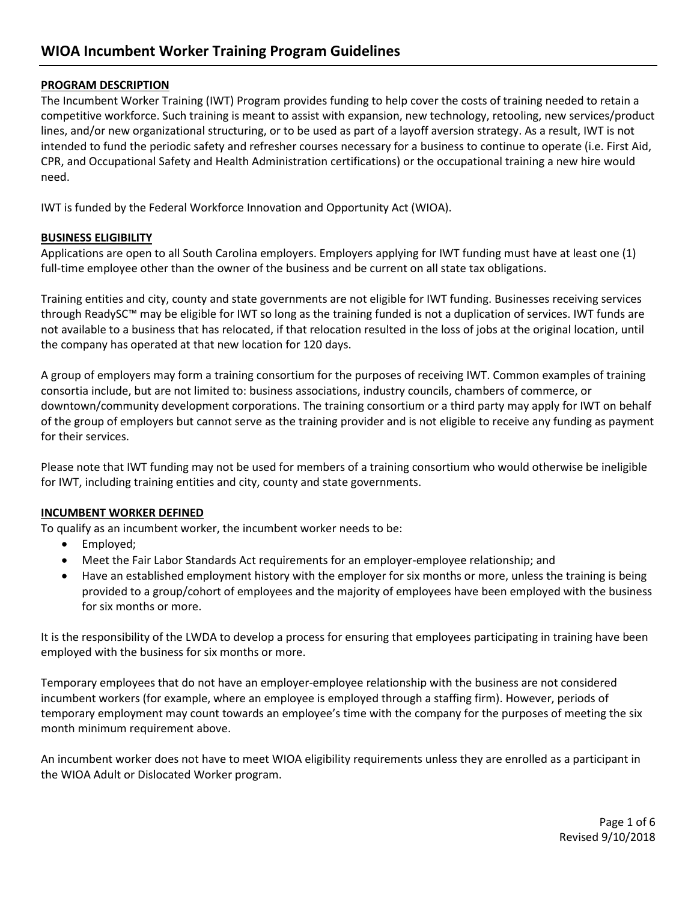# WIOA Incumbent Worker Training Program Guidelines

## PROGRAM DESCRIPTION

The Incumbent Worker Training (IWT) Program provides funding to help cover the costs of training needed to retain a competitive workforce. Such training is meant to assist with expansion, new technology, retooling, new services/product lines, and/or new organizational structuring, or to be used as part of a layoff aversion strategy. As a result, IWT is not intended to fund the periodic safety and refresher courses necessary for a business to continue to operate (i.e. First Aid, CPR, and Occupational Safety and Health Administration certifications) or the occupational training a new hire would need.

IWT is funded by the Federal Workforce Innovation and Opportunity Act (WIOA).

## BUSINESS ELIGIBILITY

Applications are open to all South Carolina employers. Employers applying for IWT funding must have at least one (1) full-time employee other than the owner of the business and be current on all state tax obligations.

Training entities and city, county and state governments are not eligible for IWT funding. Businesses receiving services through ReadySC™ may be eligible for IWT so long as the training funded is not a duplication of services. IWT funds are not available to a business that has relocated, if that relocation resulted in the loss of jobs at the original location, until the company has operated at that new location for 120 days.

A group of employers may form a training consortium for the purposes of receiving IWT. Common examples of training consortia include, but are not limited to: business associations, industry councils, chambers of commerce, or downtown/community development corporations. The training consortium or a third party may apply for IWT on behalf of the group of employers but cannot serve as the training provider and is not eligible to receive any funding as payment for their services.

Please note that IWT funding may not be used for members of a training consortium who would otherwise be ineligible for IWT, including training entities and city, county and state governments.

## INCUMBENT WORKER DEFINED

To qualify as an incumbent worker, the incumbent worker needs to be:

- Employed;
- Meet the Fair Labor Standards Act requirements for an employer-employee relationship; and
- Have an established employment history with the employer for six months or more, unless the training is being provided to a group/cohort of employees and the majority of employees have been employed with the business for six months or more.

It is the responsibility of the LWDA to develop a process for ensuring that employees participating in training have been employed with the business for six months or more.

Temporary employees that do not have an employer-employee relationship with the business are not considered incumbent workers (for example, where an employee is employed through a staffing firm). However, periods of temporary employment may count towards an employee's time with the company for the purposes of meeting the six month minimum requirement above.

An incumbent worker does not have to meet WIOA eligibility requirements unless they are enrolled as a participant in the WIOA Adult or Dislocated Worker program.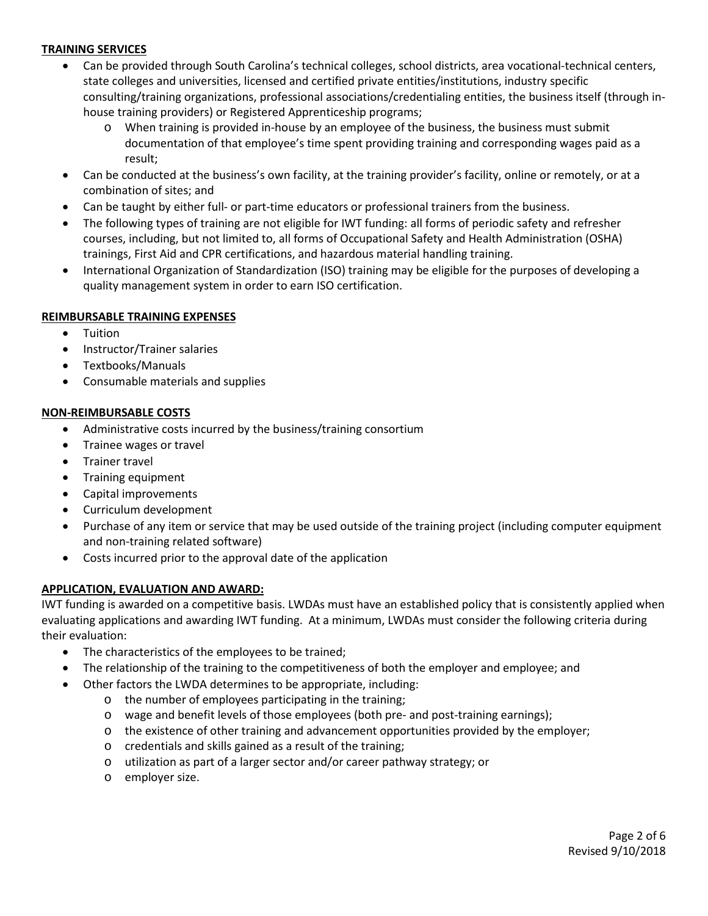**TRAINING SERVICES**

- Can be provided through South Carolina's technical colleges, school districts, area vocational-technical centers, state colleges and universities, licensed and certified private entities/institutions, industry specific consulting/training organizations, professional associations/credentialing entities, the business itself (through in-house training providers) or Registered Apprenticeship programs;
    - When training is provided in-house by an employee of the business, the business must submit documentation of that employee's time spent providing training and corresponding wages paid as a result;
- Can be conducted at the business's own facility, at the training provider's facility, online or remotely, or at a combination of sites; and
- Can be taught by either full- or part-time educators or professional trainers from the business.
- The following types of training are not eligible for IWT funding: all forms of periodic safety and refresher courses, including, but not limited to, all forms of Occupational Safety and Health Administration (OSHA) trainings, First Aid and CPR certifications, and hazardous material handling training.
- International Organization of Standardization (ISO) training may be eligible for the purposes of developing a quality management system in order to earn ISO certification.

**REIMBURSABLE TRAINING EXPENSES**

- Tuition
- Instructor/Trainer salaries
- Textbooks/Manuals
- Consumable materials and supplies

**NON-REIMBURSABLE COSTS**

- Administrative costs incurred by the business/training consortium
- Trainee wages or travel
- Trainer travel
- Training equipment
- Capital improvements
- Curriculum development
- Purchase of any item or service that may be used outside of the training project (including computer equipment and non-training related software)
- Costs incurred prior to the approval date of the application

**APPLICATION, EVALUATION AND AWARD:**

IWT funding is awarded on a competitive basis. LWDAs must have an established policy that is consistently applied when evaluating applications and awarding IWT funding. At a minimum, LWDAs must consider the following criteria during their evaluation:

- The characteristics of the employees to be trained;
- The relationship of the training to the competitiveness of both the employer and employee; and
- Other factors the LWDA determines to be appropriate, including:
    - the number of employees participating in the training;
    - wage and benefit levels of those employees (both pre- and post-training earnings);
    - the existence of other training and advancement opportunities provided by the employer;
    - credentials and skills gained as a result of the training;
    - utilization as part of a larger sector and/or career pathway strategy; or
    - employer size.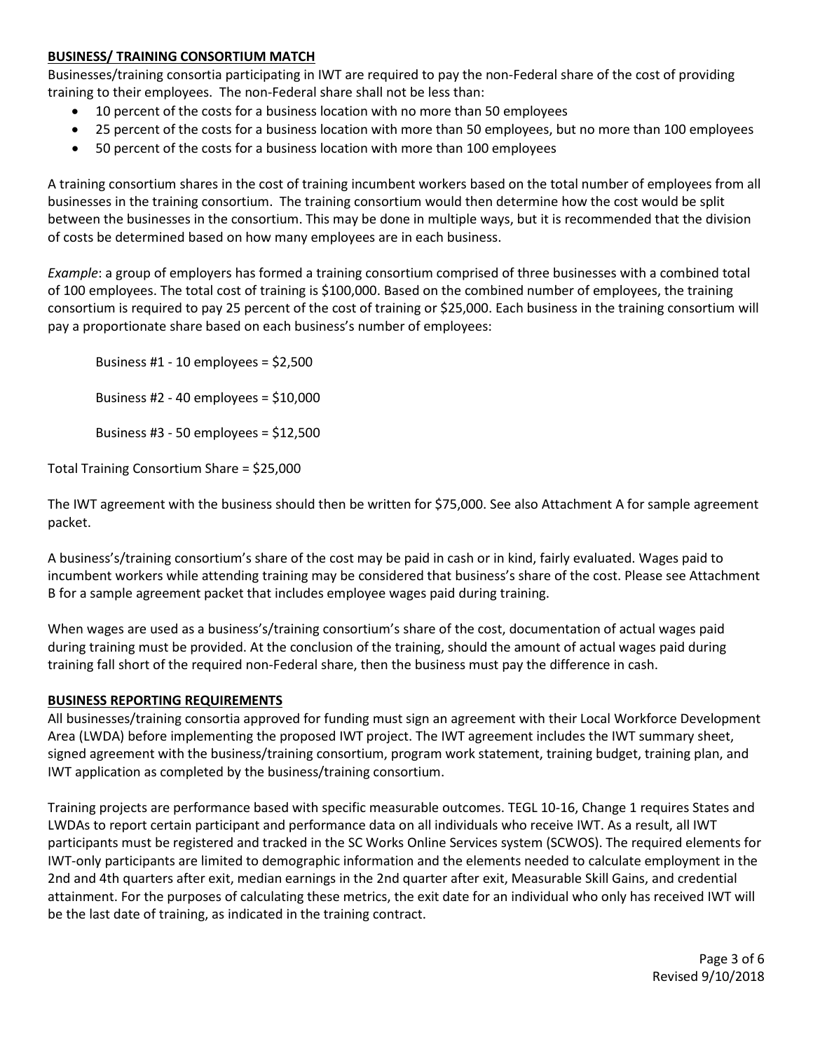## **BUSINESS/ TRAINING CONSORTIUM MATCH**

Businesses/training consortia participating in IWT are required to pay the non-Federal share of the cost of providing training to their employees. The non-Federal share shall not be less than:

- 10 percent of the costs for a business location with no more than 50 employees
- 25 percent of the costs for a business location with more than 50 employees, but no more than 100 employees
- 50 percent of the costs for a business location with more than 100 employees

A training consortium shares in the cost of training incumbent workers based on the total number of employees from all businesses in the training consortium. The training consortium would then determine how the cost would be split between the businesses in the consortium. This may be done in multiple ways, but it is recommended that the division of costs be determined based on how many employees are in each business.

*Example*: a group of employers has formed a training consortium comprised of three businesses with a combined total of 100 employees. The total cost of training is $100,000. Based on the combined number of employees, the training consortium is required to pay 25 percent of the cost of training or $25,000. Each business in the training consortium will pay a proportionate share based on each business's number of employees:

Business #1 - 10 employees = $2,500

Business #2 - 40 employees = $10,000

Business #3 - 50 employees = $12,500

Total Training Consortium Share = $25,000

The IWT agreement with the business should then be written for $75,000. See also Attachment A for sample agreement packet.

A business's/training consortium's share of the cost may be paid in cash or in kind, fairly evaluated. Wages paid to incumbent workers while attending training may be considered that business's share of the cost. Please see Attachment B for a sample agreement packet that includes employee wages paid during training.

When wages are used as a business's/training consortium's share of the cost, documentation of actual wages paid during training must be provided. At the conclusion of the training, should the amount of actual wages paid during training fall short of the required non-Federal share, then the business must pay the difference in cash.

## **BUSINESS REPORTING REQUIREMENTS**

All businesses/training consortia approved for funding must sign an agreement with their Local Workforce Development Area (LWDA) before implementing the proposed IWT project. The IWT agreement includes the IWT summary sheet, signed agreement with the business/training consortium, program work statement, training budget, training plan, and IWT application as completed by the business/training consortium.

Training projects are performance based with specific measurable outcomes. TEGL 10-16, Change 1 requires States and LWDAs to report certain participant and performance data on all individuals who receive IWT. As a result, all IWT participants must be registered and tracked in the SC Works Online Services system (SCWOS). The required elements for IWT-only participants are limited to demographic information and the elements needed to calculate employment in the 2nd and 4th quarters after exit, median earnings in the 2nd quarter after exit, Measurable Skill Gains, and credential attainment. For the purposes of calculating these metrics, the exit date for an individual who only has received IWT will be the last date of training, as indicated in the training contract.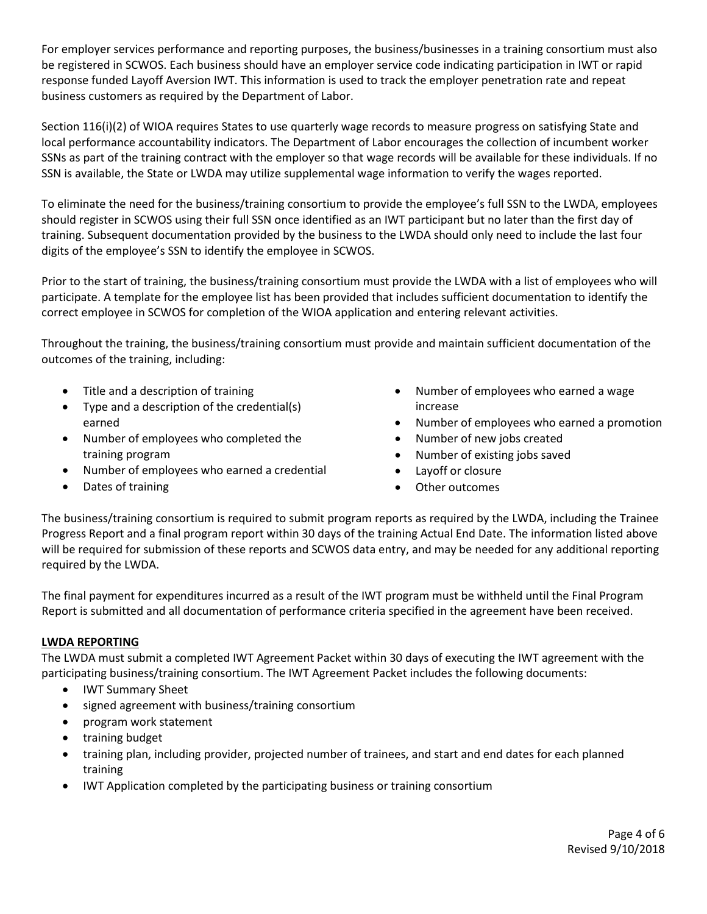For employer services performance and reporting purposes, the business/businesses in a training consortium must also be registered in SCWOS. Each business should have an employer service code indicating participation in IWT or rapid response funded Layoff Aversion IWT. This information is used to track the employer penetration rate and repeat business customers as required by the Department of Labor.

Section 116(i)(2) of WIOA requires States to use quarterly wage records to measure progress on satisfying State and local performance accountability indicators. The Department of Labor encourages the collection of incumbent worker SSNs as part of the training contract with the employer so that wage records will be available for these individuals. If no SSN is available, the State or LWDA may utilize supplemental wage information to verify the wages reported.

To eliminate the need for the business/training consortium to provide the employee's full SSN to the LWDA, employees should register in SCWOS using their full SSN once identified as an IWT participant but no later than the first day of training. Subsequent documentation provided by the business to the LWDA should only need to include the last four digits of the employee's SSN to identify the employee in SCWOS.

Prior to the start of training, the business/training consortium must provide the LWDA with a list of employees who will participate. A template for the employee list has been provided that includes sufficient documentation to identify the correct employee in SCWOS for completion of the WIOA application and entering relevant activities.

Throughout the training, the business/training consortium must provide and maintain sufficient documentation of the outcomes of the training, including:

- Title and a description of training
- Type and a description of the credential(s) earned
- Number of employees who completed the training program
- Number of employees who earned a credential
- Dates of training
- Number of employees who earned a wage increase
- Number of employees who earned a promotion
- Number of new jobs created
- Number of existing jobs saved
- Layoff or closure
- Other outcomes

The business/training consortium is required to submit program reports as required by the LWDA, including the Trainee Progress Report and a final program report within 30 days of the training Actual End Date. The information listed above will be required for submission of these reports and SCWOS data entry, and may be needed for any additional reporting required by the LWDA.

The final payment for expenditures incurred as a result of the IWT program must be withheld until the Final Program Report is submitted and all documentation of performance criteria specified in the agreement have been received.

**LWDA REPORTING**

The LWDA must submit a completed IWT Agreement Packet within 30 days of executing the IWT agreement with the participating business/training consortium. The IWT Agreement Packet includes the following documents:

- IWT Summary Sheet
- signed agreement with business/training consortium
- program work statement
- training budget
- training plan, including provider, projected number of trainees, and start and end dates for each planned training
- IWT Application completed by the participating business or training consortium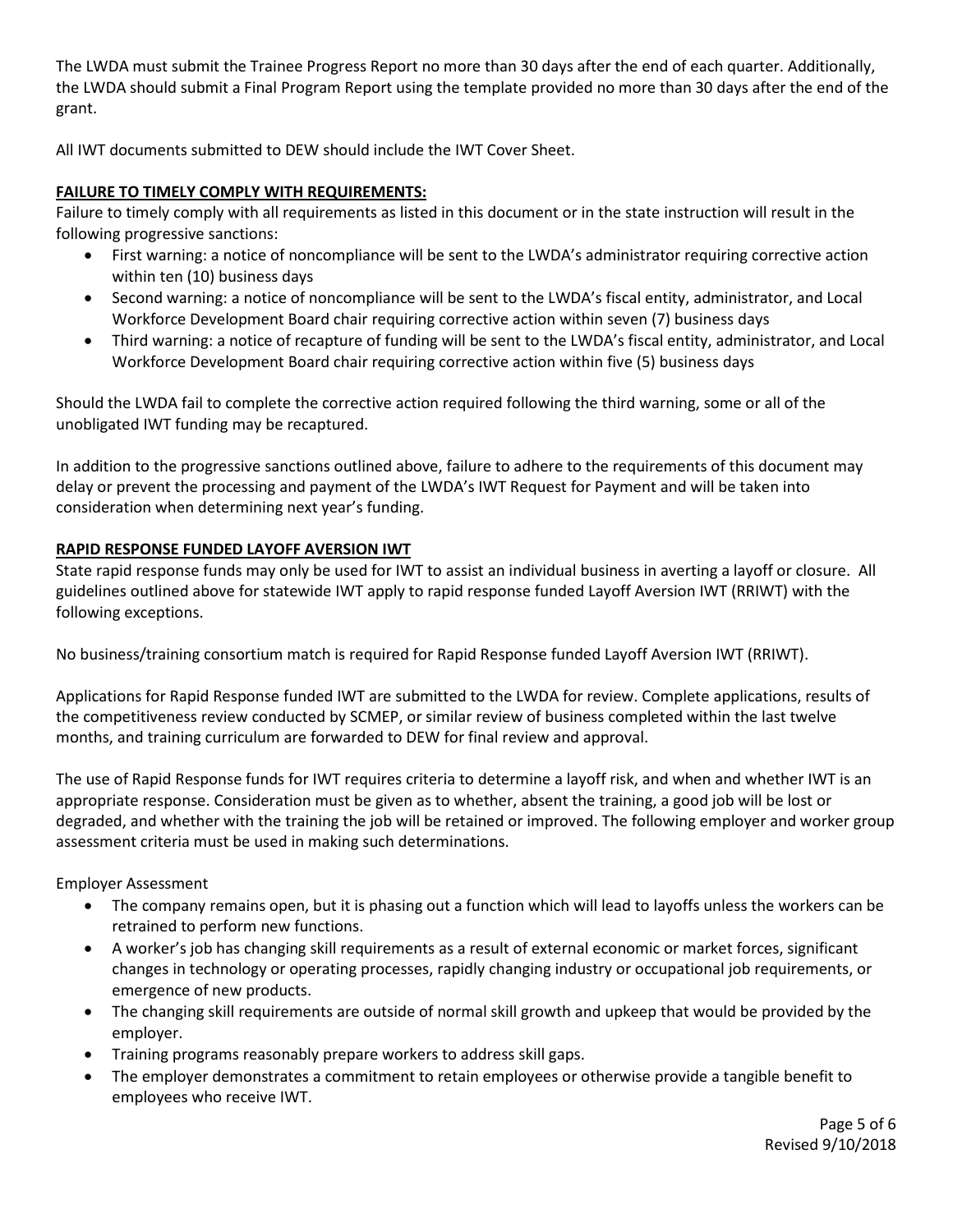The LWDA must submit the Trainee Progress Report no more than 30 days after the end of each quarter. Additionally, the LWDA should submit a Final Program Report using the template provided no more than 30 days after the end of the grant.

All IWT documents submitted to DEW should include the IWT Cover Sheet.

**FAILURE TO TIMELY COMPLY WITH REQUIREMENTS:**

Failure to timely comply with all requirements as listed in this document or in the state instruction will result in the following progressive sanctions:

- First warning: a notice of noncompliance will be sent to the LWDA's administrator requiring corrective action within ten (10) business days
- Second warning: a notice of noncompliance will be sent to the LWDA's fiscal entity, administrator, and Local Workforce Development Board chair requiring corrective action within seven (7) business days
- Third warning: a notice of recapture of funding will be sent to the LWDA's fiscal entity, administrator, and Local Workforce Development Board chair requiring corrective action within five (5) business days

Should the LWDA fail to complete the corrective action required following the third warning, some or all of the unobligated IWT funding may be recaptured.

In addition to the progressive sanctions outlined above, failure to adhere to the requirements of this document may delay or prevent the processing and payment of the LWDA's IWT Request for Payment and will be taken into consideration when determining next year's funding.

**RAPID RESPONSE FUNDED LAYOFF AVERSION IWT**

State rapid response funds may only be used for IWT to assist an individual business in averting a layoff or closure. All guidelines outlined above for statewide IWT apply to rapid response funded Layoff Aversion IWT (RRIWT) with the following exceptions.

No business/training consortium match is required for Rapid Response funded Layoff Aversion IWT (RRIWT).

Applications for Rapid Response funded IWT are submitted to the LWDA for review. Complete applications, results of the competitiveness review conducted by SCMEP, or similar review of business completed within the last twelve months, and training curriculum are forwarded to DEW for final review and approval.

The use of Rapid Response funds for IWT requires criteria to determine a layoff risk, and when and whether IWT is an appropriate response. Consideration must be given as to whether, absent the training, a good job will be lost or degraded, and whether with the training the job will be retained or improved. The following employer and worker group assessment criteria must be used in making such determinations.

Employer Assessment

- The company remains open, but it is phasing out a function which will lead to layoffs unless the workers can be retrained to perform new functions.
- A worker's job has changing skill requirements as a result of external economic or market forces, significant changes in technology or operating processes, rapidly changing industry or occupational job requirements, or emergence of new products.
- The changing skill requirements are outside of normal skill growth and upkeep that would be provided by the employer.
- Training programs reasonably prepare workers to address skill gaps.
- The employer demonstrates a commitment to retain employees or otherwise provide a tangible benefit to employees who receive IWT.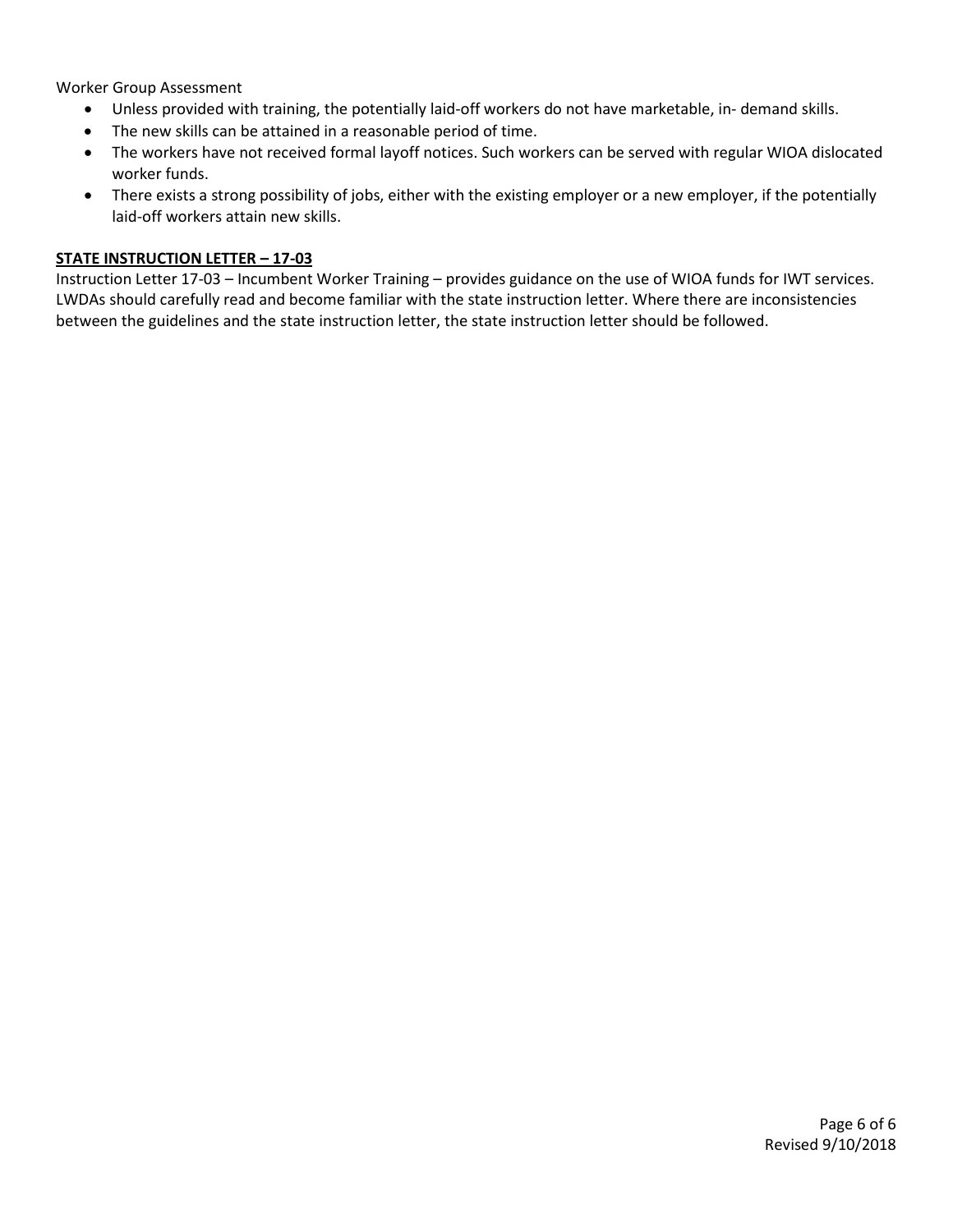Worker Group Assessment

- Unless provided with training, the potentially laid-off workers do not have marketable, in- demand skills.
- The new skills can be attained in a reasonable period of time.
- The workers have not received formal layoff notices. Such workers can be served with regular WIOA dislocated worker funds.
- There exists a strong possibility of jobs, either with the existing employer or a new employer, if the potentially laid-off workers attain new skills.

## STATE INSTRUCTION LETTER – 17-03

Instruction Letter 17-03 – Incumbent Worker Training – provides guidance on the use of WIOA funds for IWT services. LWDAs should carefully read and become familiar with the state instruction letter. Where there are inconsistencies between the guidelines and the state instruction letter, the state instruction letter should be followed.